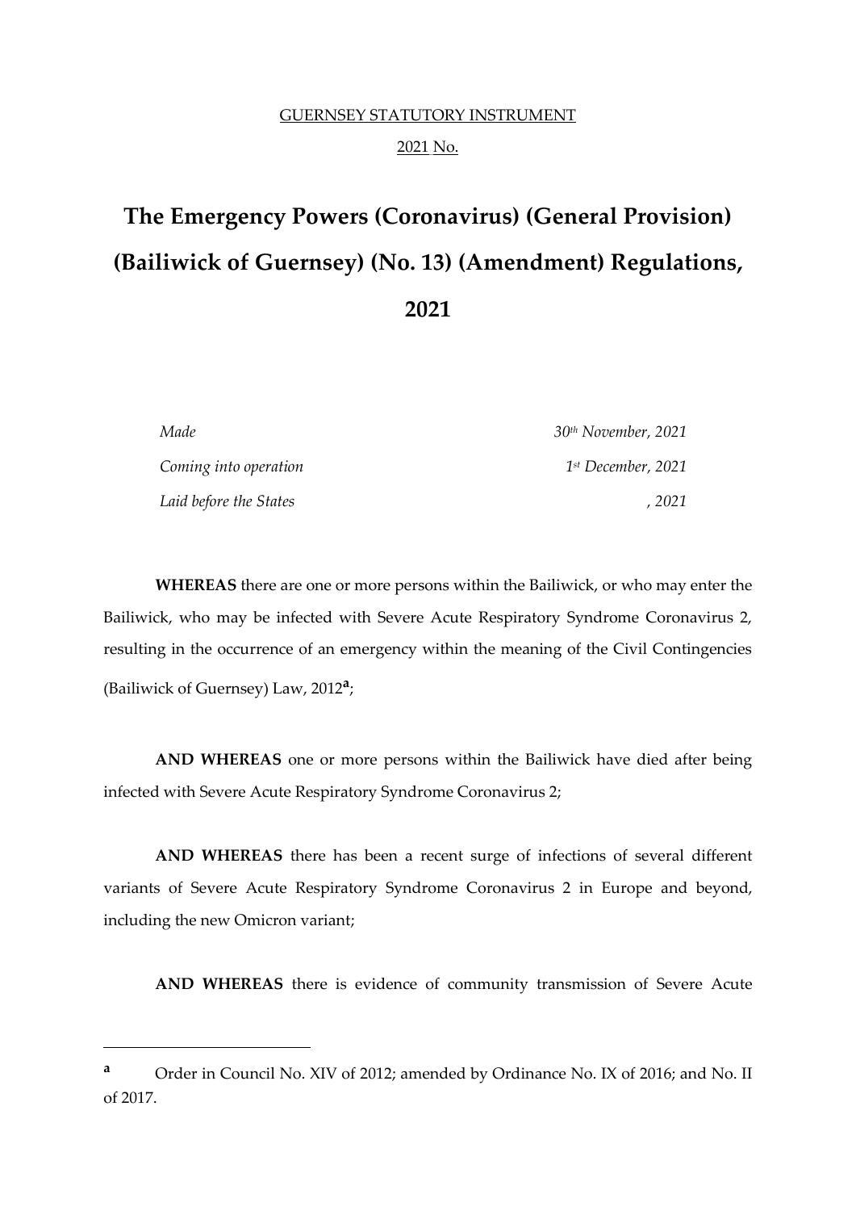GUERNSEY STATUTORY INSTRUMENT

2021 No.

# The Emergency Powers (Coronavirus) (General Provision) (Bailiwick of Guernsey) (No. 13) (Amendment) Regulations, 2021

| | |
|---|---|
| *Made* | *30th November, 2021* |
| *Coming into operation* | *1st December, 2021* |
| *Laid before the States* | *, 2021* |

**WHEREAS** there are one or more persons within the Bailiwick, or who may enter the Bailiwick, who may be infected with Severe Acute Respiratory Syndrome Coronavirus 2, resulting in the occurrence of an emergency within the meaning of the Civil Contingencies (Bailiwick of Guernsey) Law, 2012[a];

**AND WHEREAS** one or more persons within the Bailiwick have died after being infected with Severe Acute Respiratory Syndrome Coronavirus 2;

**AND WHEREAS** there has been a recent surge of infections of several different variants of Severe Acute Respiratory Syndrome Coronavirus 2 in Europe and beyond, including the new Omicron variant;

**AND WHEREAS** there is evidence of community transmission of Severe Acute

---

[a] Order in Council No. XIV of 2012; amended by Ordinance No. IX of 2016; and No. II of 2017.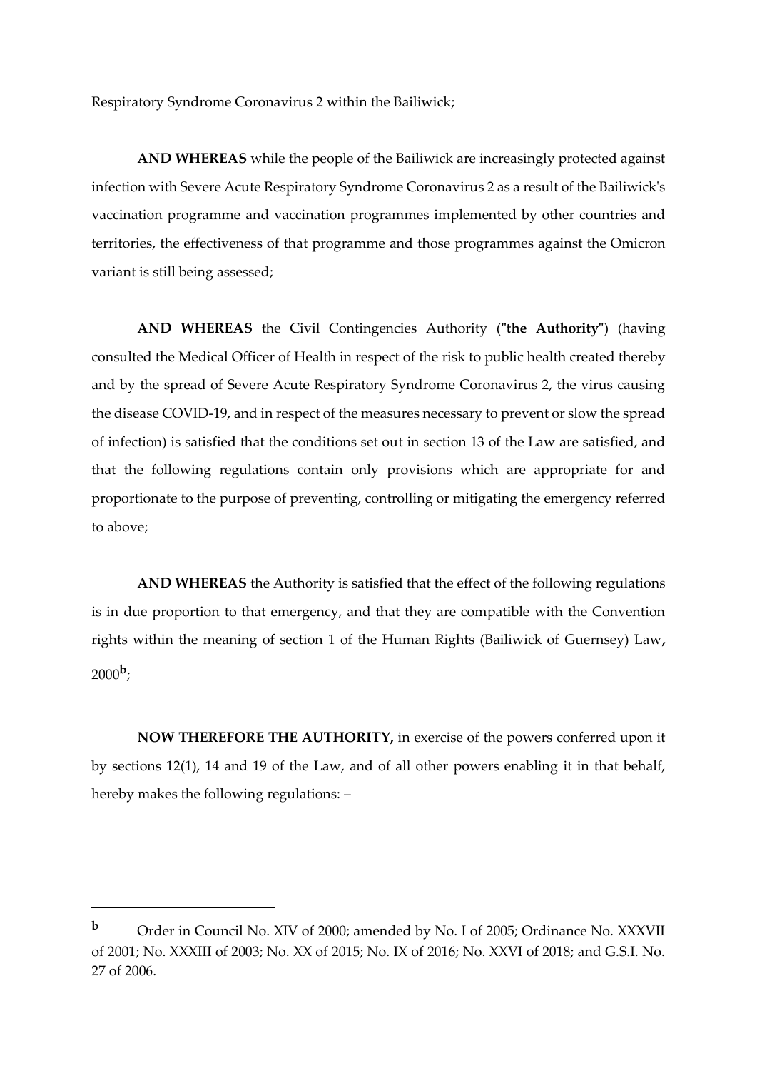Respiratory Syndrome Coronavirus 2 within the Bailiwick;

**AND WHEREAS** while the people of the Bailiwick are increasingly protected against infection with Severe Acute Respiratory Syndrome Coronavirus 2 as a result of the Bailiwick's vaccination programme and vaccination programmes implemented by other countries and territories, the effectiveness of that programme and those programmes against the Omicron variant is still being assessed;

**AND WHEREAS** the Civil Contingencies Authority ("**the Authority**") (having consulted the Medical Officer of Health in respect of the risk to public health created thereby and by the spread of Severe Acute Respiratory Syndrome Coronavirus 2, the virus causing the disease COVID-19, and in respect of the measures necessary to prevent or slow the spread of infection) is satisfied that the conditions set out in section 13 of the Law are satisfied, and that the following regulations contain only provisions which are appropriate for and proportionate to the purpose of preventing, controlling or mitigating the emergency referred to above;

**AND WHEREAS** the Authority is satisfied that the effect of the following regulations is in due proportion to that emergency, and that they are compatible with the Convention rights within the meaning of section 1 of the Human Rights (Bailiwick of Guernsey) Law**,** 2000[b];

**NOW THEREFORE THE AUTHORITY,** in exercise of the powers conferred upon it by sections 12(1), 14 and 19 of the Law, and of all other powers enabling it in that behalf, hereby makes the following regulations: –

---

**b** Order in Council No. XIV of 2000; amended by No. I of 2005; Ordinance No. XXXVII of 2001; No. XXXIII of 2003; No. XX of 2015; No. IX of 2016; No. XXVI of 2018; and G.S.I. No. 27 of 2006.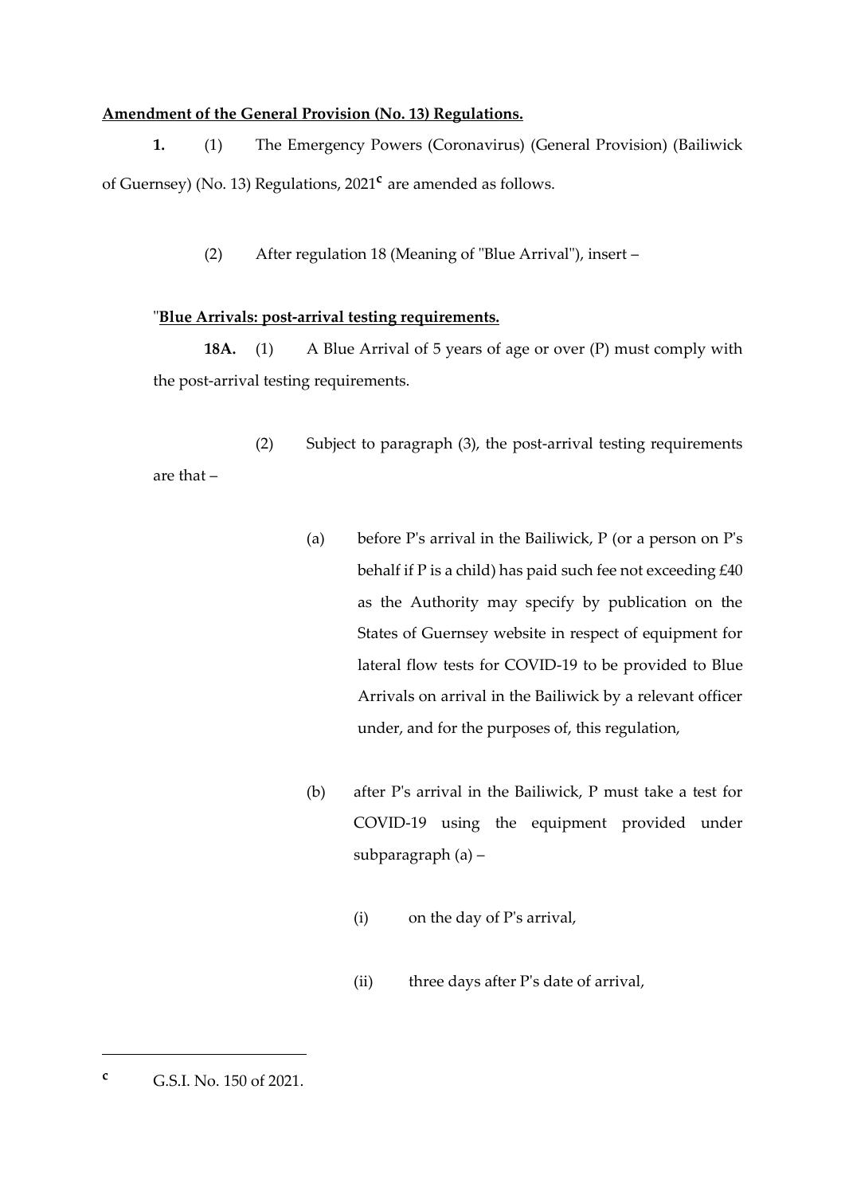**Amendment of the General Provision (No. 13) Regulations.**

**1.** (1) The Emergency Powers (Coronavirus) (General Provision) (Bailiwick of Guernsey) (No. 13) Regulations, 2021[c] are amended as follows.

(2) After regulation 18 (Meaning of "Blue Arrival"), insert –

"**Blue Arrivals: post-arrival testing requirements.**

**18A.** (1) A Blue Arrival of 5 years of age or over (P) must comply with the post-arrival testing requirements.

(2) Subject to paragraph (3), the post-arrival testing requirements are that –

(a) before P's arrival in the Bailiwick, P (or a person on P's behalf if P is a child) has paid such fee not exceeding £40 as the Authority may specify by publication on the States of Guernsey website in respect of equipment for lateral flow tests for COVID-19 to be provided to Blue Arrivals on arrival in the Bailiwick by a relevant officer under, and for the purposes of, this regulation,

(b) after P's arrival in the Bailiwick, P must take a test for COVID-19 using the equipment provided under subparagraph (a) –

(i) on the day of P's arrival,

(ii) three days after P's date of arrival,

---

[c] G.S.I. No. 150 of 2021.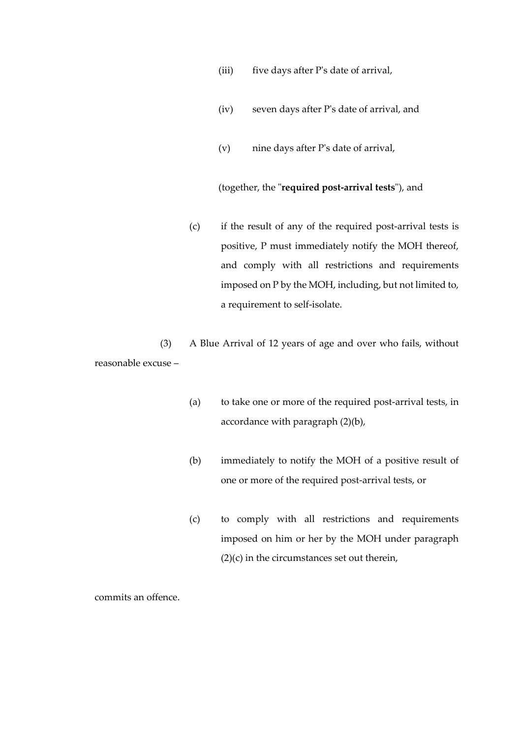(iii) five days after P's date of arrival,

(iv) seven days after P's date of arrival, and

(v) nine days after P's date of arrival,

(together, the "**required post-arrival tests**"), and

(c) if the result of any of the required post-arrival tests is positive, P must immediately notify the MOH thereof, and comply with all restrictions and requirements imposed on P by the MOH, including, but not limited to, a requirement to self-isolate.

(3) A Blue Arrival of 12 years of age and over who fails, without reasonable excuse –

(a) to take one or more of the required post-arrival tests, in accordance with paragraph (2)(b),

(b) immediately to notify the MOH of a positive result of one or more of the required post-arrival tests, or

(c) to comply with all restrictions and requirements imposed on him or her by the MOH under paragraph (2)(c) in the circumstances set out therein,

commits an offence.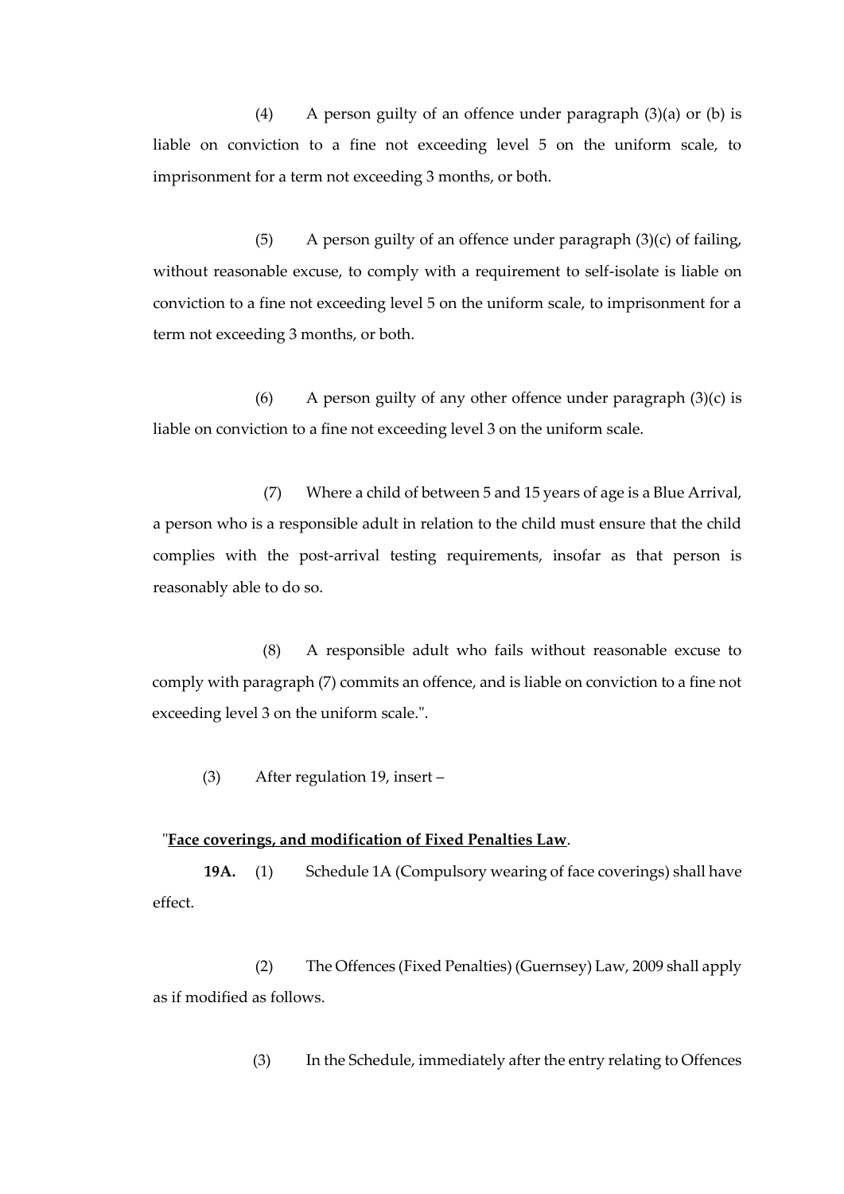(4) A person guilty of an offence under paragraph (3)(a) or (b) is liable on conviction to a fine not exceeding level 5 on the uniform scale, to imprisonment for a term not exceeding 3 months, or both.

(5) A person guilty of an offence under paragraph (3)(c) of failing, without reasonable excuse, to comply with a requirement to self-isolate is liable on conviction to a fine not exceeding level 5 on the uniform scale, to imprisonment for a term not exceeding 3 months, or both.

(6) A person guilty of any other offence under paragraph (3)(c) is liable on conviction to a fine not exceeding level 3 on the uniform scale.

(7) Where a child of between 5 and 15 years of age is a Blue Arrival, a person who is a responsible adult in relation to the child must ensure that the child complies with the post-arrival testing requirements, insofar as that person is reasonably able to do so.

(8) A responsible adult who fails without reasonable excuse to comply with paragraph (7) commits an offence, and is liable on conviction to a fine not exceeding level 3 on the uniform scale.".

(3) After regulation 19, insert –

"**Face coverings, and modification of Fixed Penalties Law**.

**19A.** (1) Schedule 1A (Compulsory wearing of face coverings) shall have effect.

(2) The Offences (Fixed Penalties) (Guernsey) Law, 2009 shall apply as if modified as follows.

(3) In the Schedule, immediately after the entry relating to Offences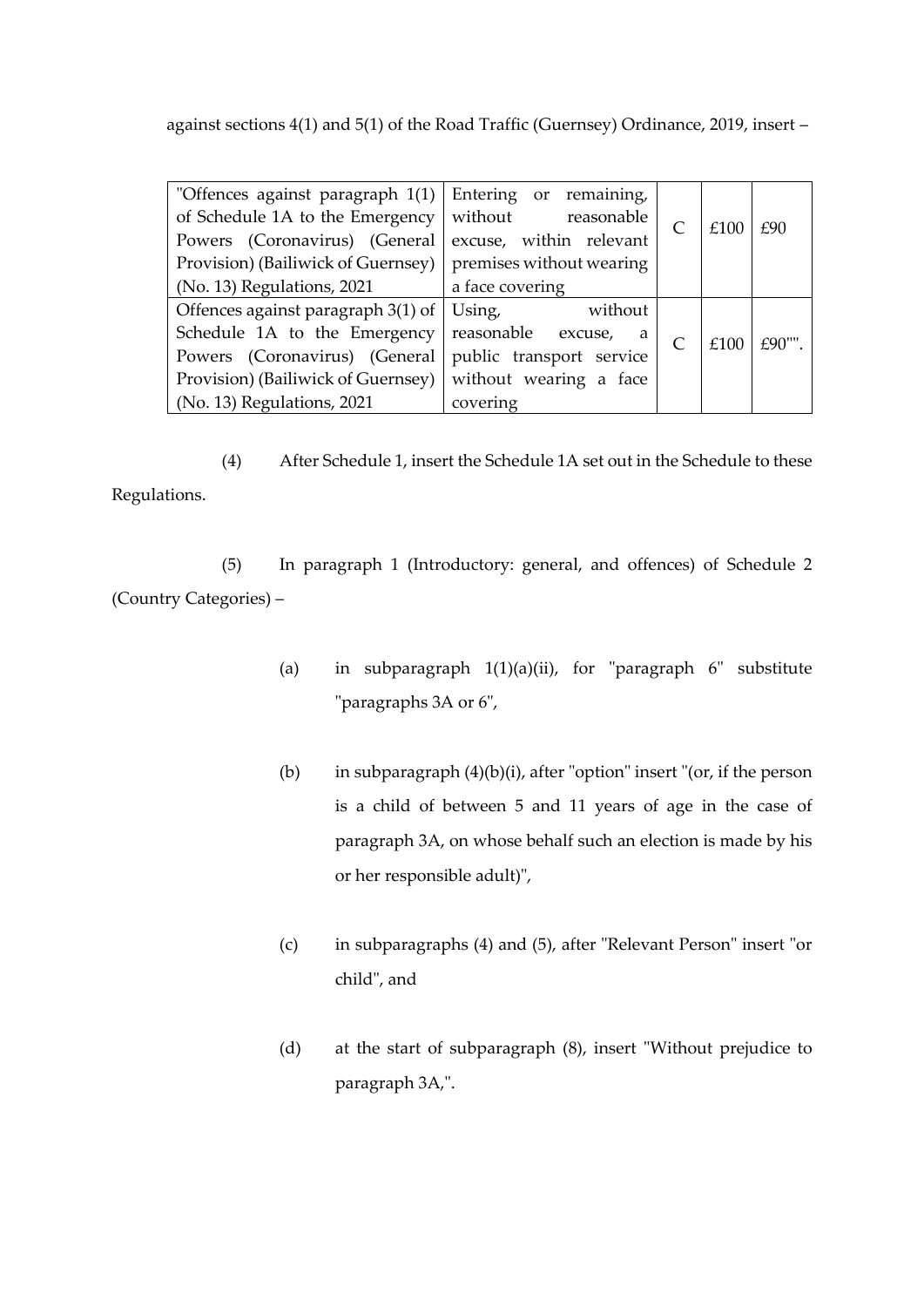against sections 4(1) and 5(1) of the Road Traffic (Guernsey) Ordinance, 2019, insert –

| | | | | |
|---|---|---|---|---|
| "Offences against paragraph 1(1) of Schedule 1A to the Emergency Powers (Coronavirus) (General Provision) (Bailiwick of Guernsey) (No. 13) Regulations, 2021 | Entering or remaining, without reasonable excuse, within relevant premises without wearing a face covering | C | £100 | £90 |
| Offences against paragraph 3(1) of Schedule 1A to the Emergency Powers (Coronavirus) (General Provision) (Bailiwick of Guernsey) (No. 13) Regulations, 2021 | Using, without reasonable excuse, a public transport service without wearing a face covering | C | £100 | £90"". |

(4) After Schedule 1, insert the Schedule 1A set out in the Schedule to these Regulations.

(5) In paragraph 1 (Introductory: general, and offences) of Schedule 2 (Country Categories) –

(a) in subparagraph 1(1)(a)(ii), for "paragraph 6" substitute "paragraphs 3A or 6",

(b) in subparagraph (4)(b)(i), after "option" insert "(or, if the person is a child of between 5 and 11 years of age in the case of paragraph 3A, on whose behalf such an election is made by his or her responsible adult)",

(c) in subparagraphs (4) and (5), after "Relevant Person" insert "or child", and

(d) at the start of subparagraph (8), insert "Without prejudice to paragraph 3A,".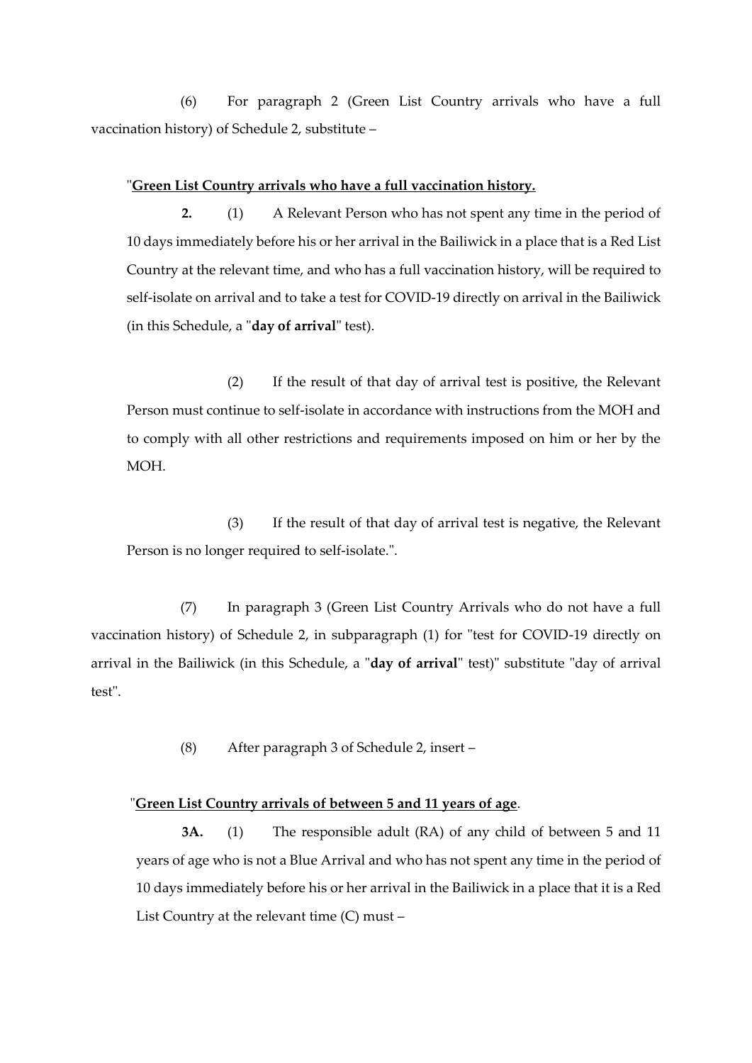(6) For paragraph 2 (Green List Country arrivals who have a full vaccination history) of Schedule 2, substitute –

"**<u>Green List Country arrivals who have a full vaccination history.</u>**

**2.** (1) A Relevant Person who has not spent any time in the period of 10 days immediately before his or her arrival in the Bailiwick in a place that is a Red List Country at the relevant time, and who has a full vaccination history, will be required to self-isolate on arrival and to take a test for COVID-19 directly on arrival in the Bailiwick (in this Schedule, a "**day of arrival**" test).

(2) If the result of that day of arrival test is positive, the Relevant Person must continue to self-isolate in accordance with instructions from the MOH and to comply with all other restrictions and requirements imposed on him or her by the MOH.

(3) If the result of that day of arrival test is negative, the Relevant Person is no longer required to self-isolate.".

(7) In paragraph 3 (Green List Country Arrivals who do not have a full vaccination history) of Schedule 2, in subparagraph (1) for "test for COVID-19 directly on arrival in the Bailiwick (in this Schedule, a "**day of arrival**" test)" substitute "day of arrival test".

(8) After paragraph 3 of Schedule 2, insert –

"**<u>Green List Country arrivals of between 5 and 11 years of age</u>**.

**3A.** (1) The responsible adult (RA) of any child of between 5 and 11 years of age who is not a Blue Arrival and who has not spent any time in the period of 10 days immediately before his or her arrival in the Bailiwick in a place that it is a Red List Country at the relevant time (C) must –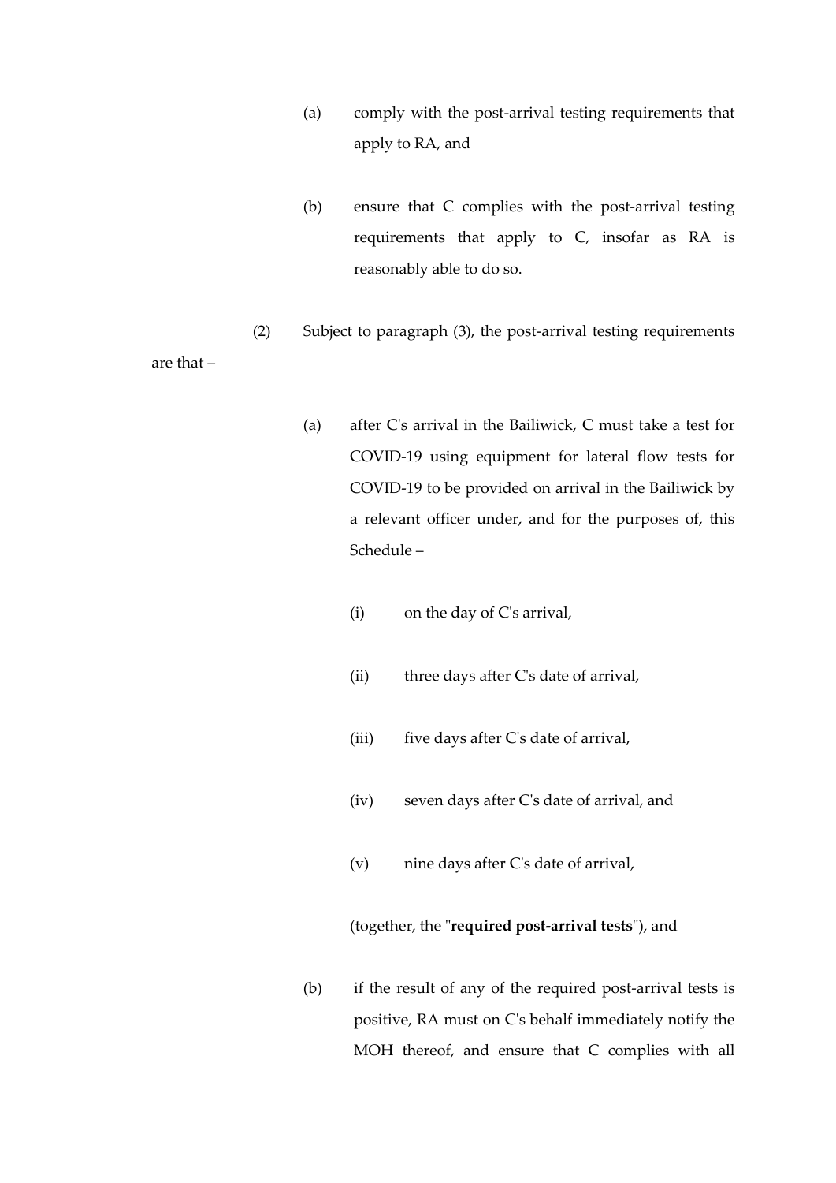(a) comply with the post-arrival testing requirements that apply to RA, and

(b) ensure that C complies with the post-arrival testing requirements that apply to C, insofar as RA is reasonably able to do so.

(2) Subject to paragraph (3), the post-arrival testing requirements are that –

(a) after C's arrival in the Bailiwick, C must take a test for COVID-19 using equipment for lateral flow tests for COVID-19 to be provided on arrival in the Bailiwick by a relevant officer under, and for the purposes of, this Schedule –

(i) on the day of C's arrival,

(ii) three days after C's date of arrival,

(iii) five days after C's date of arrival,

(iv) seven days after C's date of arrival, and

(v) nine days after C's date of arrival,

(together, the "**required post-arrival tests**"), and

(b) if the result of any of the required post-arrival tests is positive, RA must on C's behalf immediately notify the MOH thereof, and ensure that C complies with all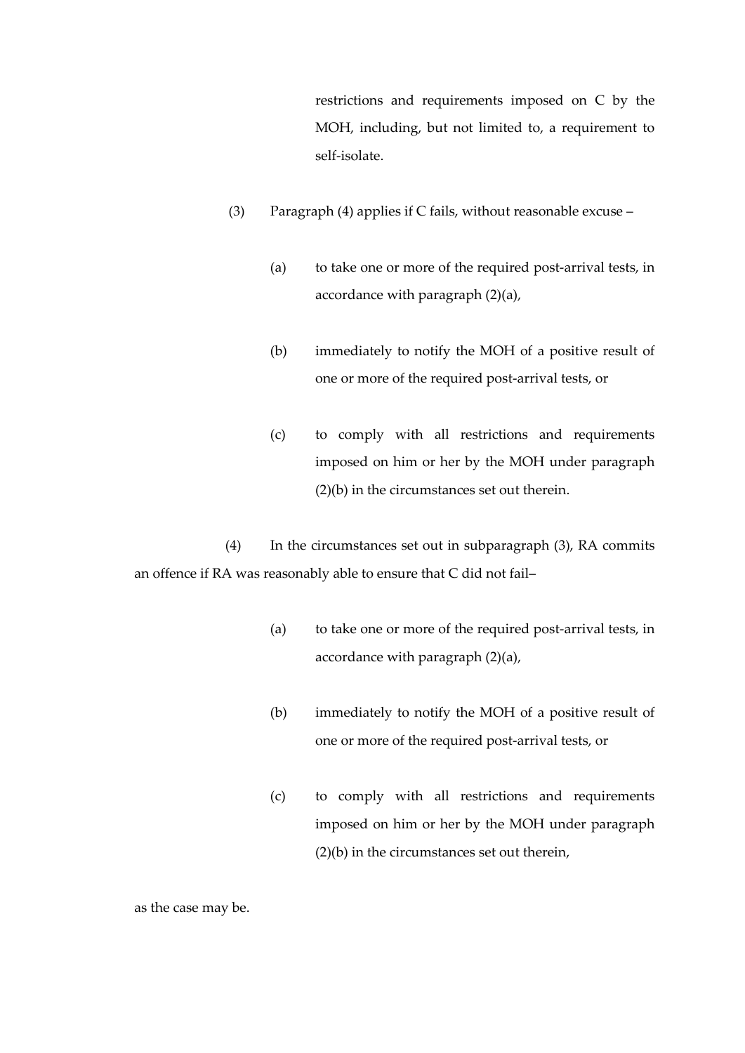restrictions and requirements imposed on C by the MOH, including, but not limited to, a requirement to self-isolate.

(3) Paragraph (4) applies if C fails, without reasonable excuse –

(a) to take one or more of the required post-arrival tests, in accordance with paragraph (2)(a),

(b) immediately to notify the MOH of a positive result of one or more of the required post-arrival tests, or

(c) to comply with all restrictions and requirements imposed on him or her by the MOH under paragraph (2)(b) in the circumstances set out therein.

(4) In the circumstances set out in subparagraph (3), RA commits an offence if RA was reasonably able to ensure that C did not fail–

(a) to take one or more of the required post-arrival tests, in accordance with paragraph (2)(a),

(b) immediately to notify the MOH of a positive result of one or more of the required post-arrival tests, or

(c) to comply with all restrictions and requirements imposed on him or her by the MOH under paragraph (2)(b) in the circumstances set out therein,

as the case may be.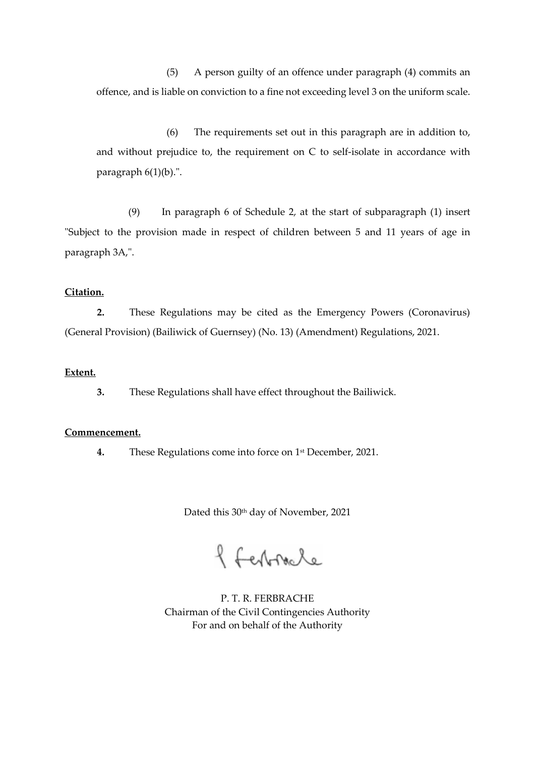(5) A person guilty of an offence under paragraph (4) commits an offence, and is liable on conviction to a fine not exceeding level 3 on the uniform scale.

(6) The requirements set out in this paragraph are in addition to, and without prejudice to, the requirement on C to self-isolate in accordance with paragraph 6(1)(b).".

(9) In paragraph 6 of Schedule 2, at the start of subparagraph (1) insert "Subject to the provision made in respect of children between 5 and 11 years of age in paragraph 3A,".

**Citation.**

**2.** These Regulations may be cited as the Emergency Powers (Coronavirus) (General Provision) (Bailiwick of Guernsey) (No. 13) (Amendment) Regulations, 2021.

**Extent.**

**3.** These Regulations shall have effect throughout the Bailiwick.

**Commencement.**

**4.** These Regulations come into force on 1st December, 2021.

Dated this 30th day of November, 2021

P. T. R. FERBRACHE
Chairman of the Civil Contingencies Authority
For and on behalf of the Authority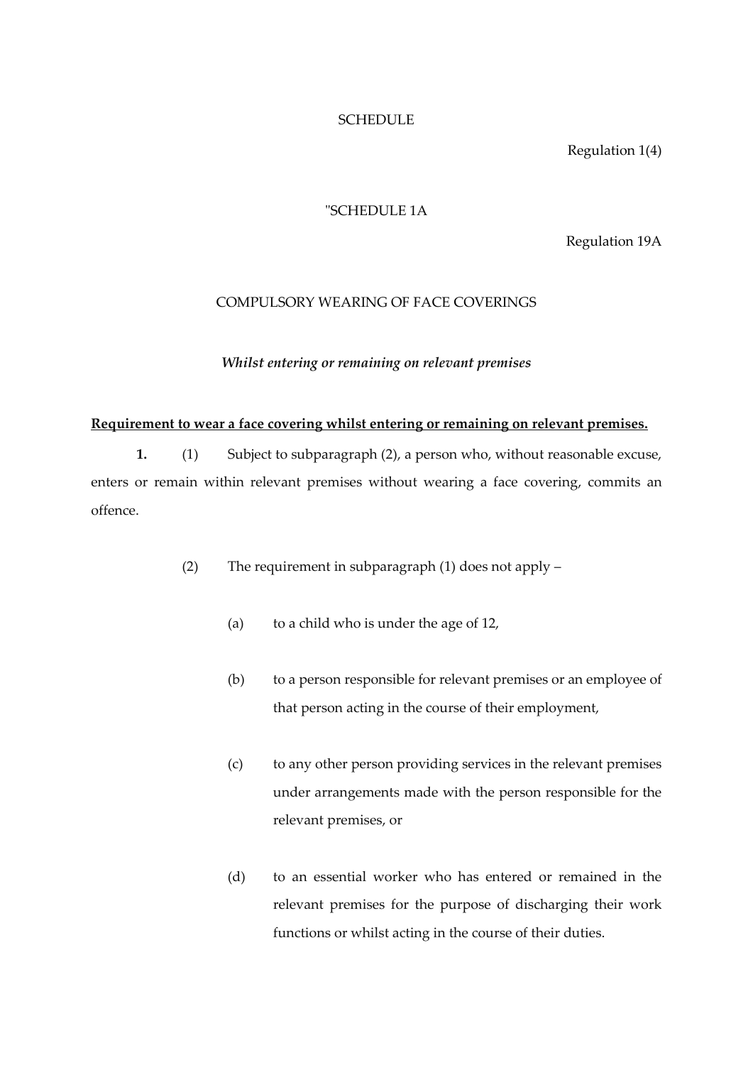SCHEDULE

Regulation 1(4)

"SCHEDULE 1A

Regulation 19A

COMPULSORY WEARING OF FACE COVERINGS

*Whilst entering or remaining on relevant premises*

**Requirement to wear a face covering whilst entering or remaining on relevant premises.**

**1.** (1) Subject to subparagraph (2), a person who, without reasonable excuse, enters or remain within relevant premises without wearing a face covering, commits an offence.

(2) The requirement in subparagraph (1) does not apply –

(a) to a child who is under the age of 12,

(b) to a person responsible for relevant premises or an employee of that person acting in the course of their employment,

(c) to any other person providing services in the relevant premises under arrangements made with the person responsible for the relevant premises, or

(d) to an essential worker who has entered or remained in the relevant premises for the purpose of discharging their work functions or whilst acting in the course of their duties.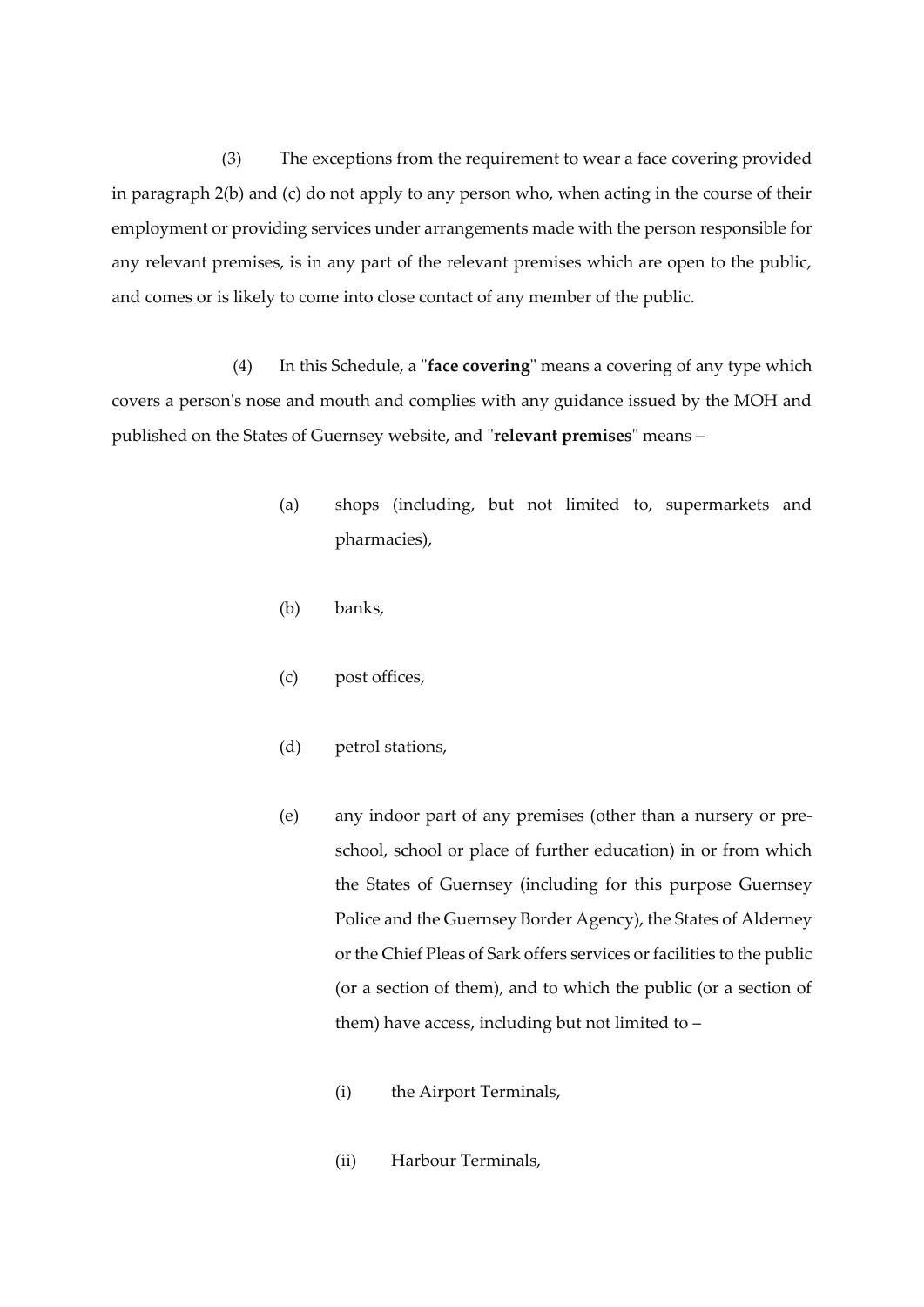(3) The exceptions from the requirement to wear a face covering provided in paragraph 2(b) and (c) do not apply to any person who, when acting in the course of their employment or providing services under arrangements made with the person responsible for any relevant premises, is in any part of the relevant premises which are open to the public, and comes or is likely to come into close contact of any member of the public.

(4) In this Schedule, a "**face covering**" means a covering of any type which covers a person's nose and mouth and complies with any guidance issued by the MOH and published on the States of Guernsey website, and "**relevant premises**" means –

(a) shops (including, but not limited to, supermarkets and pharmacies),

(b) banks,

(c) post offices,

(d) petrol stations,

(e) any indoor part of any premises (other than a nursery or pre-school, school or place of further education) in or from which the States of Guernsey (including for this purpose Guernsey Police and the Guernsey Border Agency), the States of Alderney or the Chief Pleas of Sark offers services or facilities to the public (or a section of them), and to which the public (or a section of them) have access, including but not limited to –

(i) the Airport Terminals,

(ii) Harbour Terminals,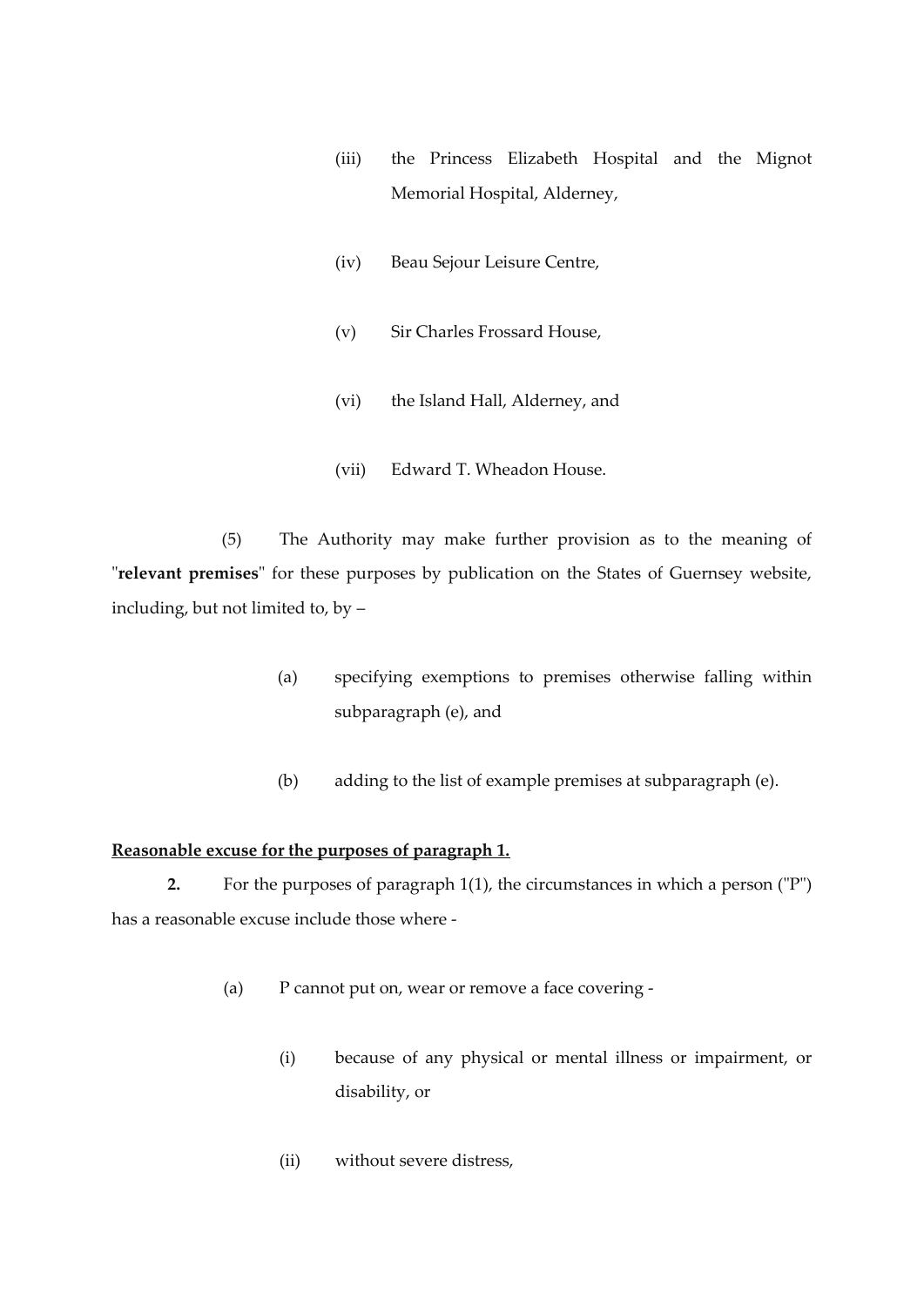(iii) the Princess Elizabeth Hospital and the Mignot Memorial Hospital, Alderney,

(iv) Beau Sejour Leisure Centre,

(v) Sir Charles Frossard House,

(vi) the Island Hall, Alderney, and

(vii) Edward T. Wheadon House.

(5) The Authority may make further provision as to the meaning of "**relevant premises**" for these purposes by publication on the States of Guernsey website, including, but not limited to, by –

(a) specifying exemptions to premises otherwise falling within subparagraph (e), and

(b) adding to the list of example premises at subparagraph (e).

**Reasonable excuse for the purposes of paragraph 1.**

**2.** For the purposes of paragraph 1(1), the circumstances in which a person ("P") has a reasonable excuse include those where -

(a) P cannot put on, wear or remove a face covering -

(i) because of any physical or mental illness or impairment, or disability, or

(ii) without severe distress,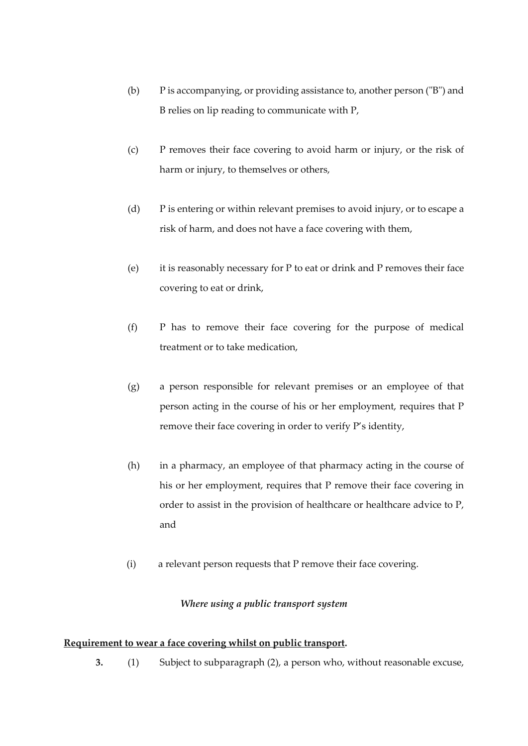(b) P is accompanying, or providing assistance to, another person ("B") and B relies on lip reading to communicate with P,

(c) P removes their face covering to avoid harm or injury, or the risk of harm or injury, to themselves or others,

(d) P is entering or within relevant premises to avoid injury, or to escape a risk of harm, and does not have a face covering with them,

(e) it is reasonably necessary for P to eat or drink and P removes their face covering to eat or drink,

(f) P has to remove their face covering for the purpose of medical treatment or to take medication,

(g) a person responsible for relevant premises or an employee of that person acting in the course of his or her employment, requires that P remove their face covering in order to verify P's identity,

(h) in a pharmacy, an employee of that pharmacy acting in the course of his or her employment, requires that P remove their face covering in order to assist in the provision of healthcare or healthcare advice to P, and

(i) a relevant person requests that P remove their face covering.

*Where using a public transport system*

**Requirement to wear a face covering whilst on public transport.**

**3.** (1) Subject to subparagraph (2), a person who, without reasonable excuse,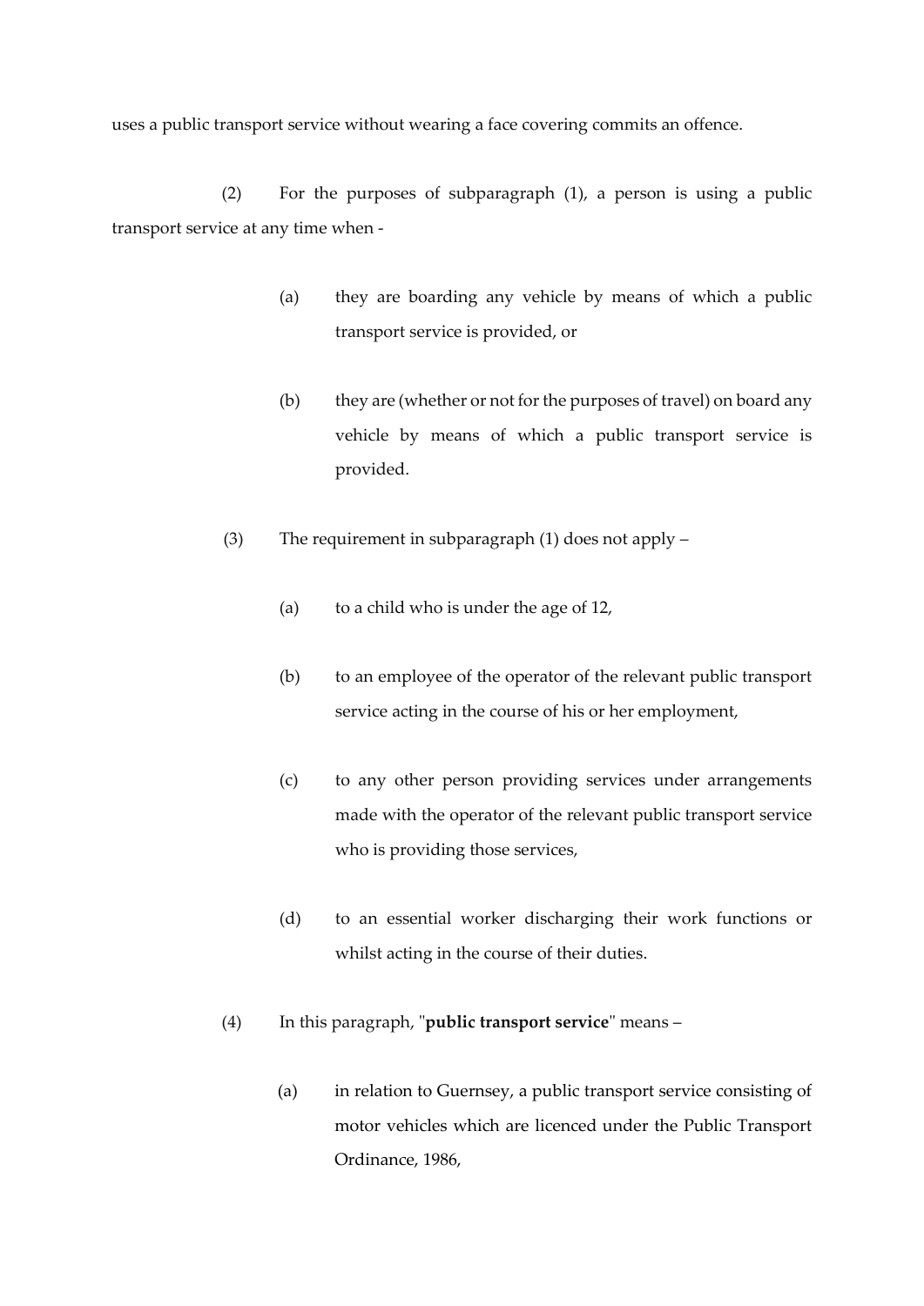uses a public transport service without wearing a face covering commits an offence.

(2) For the purposes of subparagraph (1), a person is using a public transport service at any time when -

- (a) they are boarding any vehicle by means of which a public transport service is provided, or
- (b) they are (whether or not for the purposes of travel) on board any vehicle by means of which a public transport service is provided.

(3) The requirement in subparagraph (1) does not apply –

- (a) to a child who is under the age of 12,
- (b) to an employee of the operator of the relevant public transport service acting in the course of his or her employment,
- (c) to any other person providing services under arrangements made with the operator of the relevant public transport service who is providing those services,
- (d) to an essential worker discharging their work functions or whilst acting in the course of their duties.

(4) In this paragraph, "**public transport service**" means –

- (a) in relation to Guernsey, a public transport service consisting of motor vehicles which are licenced under the Public Transport Ordinance, 1986,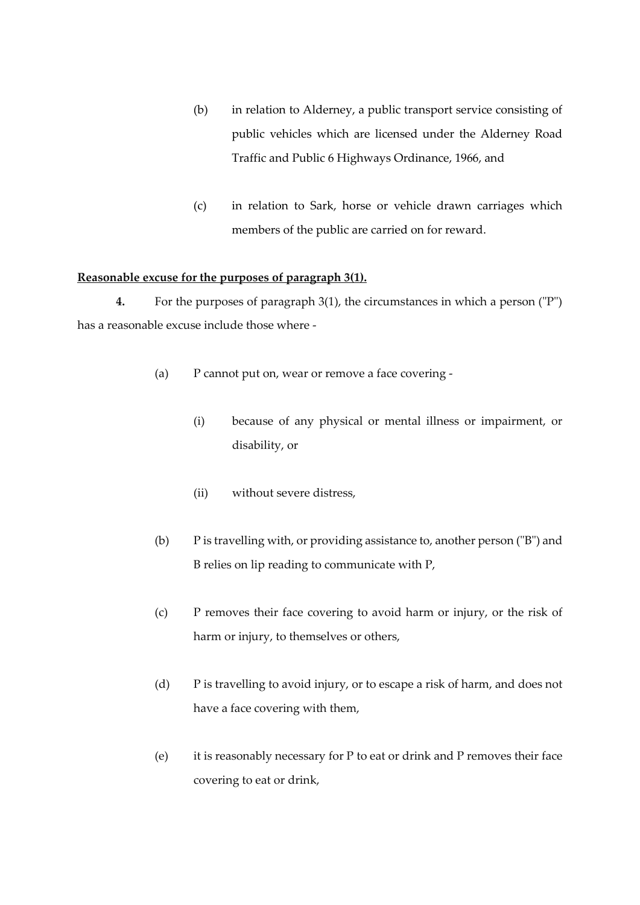(b) in relation to Alderney, a public transport service consisting of public vehicles which are licensed under the Alderney Road Traffic and Public 6 Highways Ordinance, 1966, and

(c) in relation to Sark, horse or vehicle drawn carriages which members of the public are carried on for reward.

**Reasonable excuse for the purposes of paragraph 3(1).**

**4.** For the purposes of paragraph 3(1), the circumstances in which a person ("P") has a reasonable excuse include those where -

(a) P cannot put on, wear or remove a face covering -

(i) because of any physical or mental illness or impairment, or disability, or

(ii) without severe distress,

(b) P is travelling with, or providing assistance to, another person ("B") and B relies on lip reading to communicate with P,

(c) P removes their face covering to avoid harm or injury, or the risk of harm or injury, to themselves or others,

(d) P is travelling to avoid injury, or to escape a risk of harm, and does not have a face covering with them,

(e) it is reasonably necessary for P to eat or drink and P removes their face covering to eat or drink,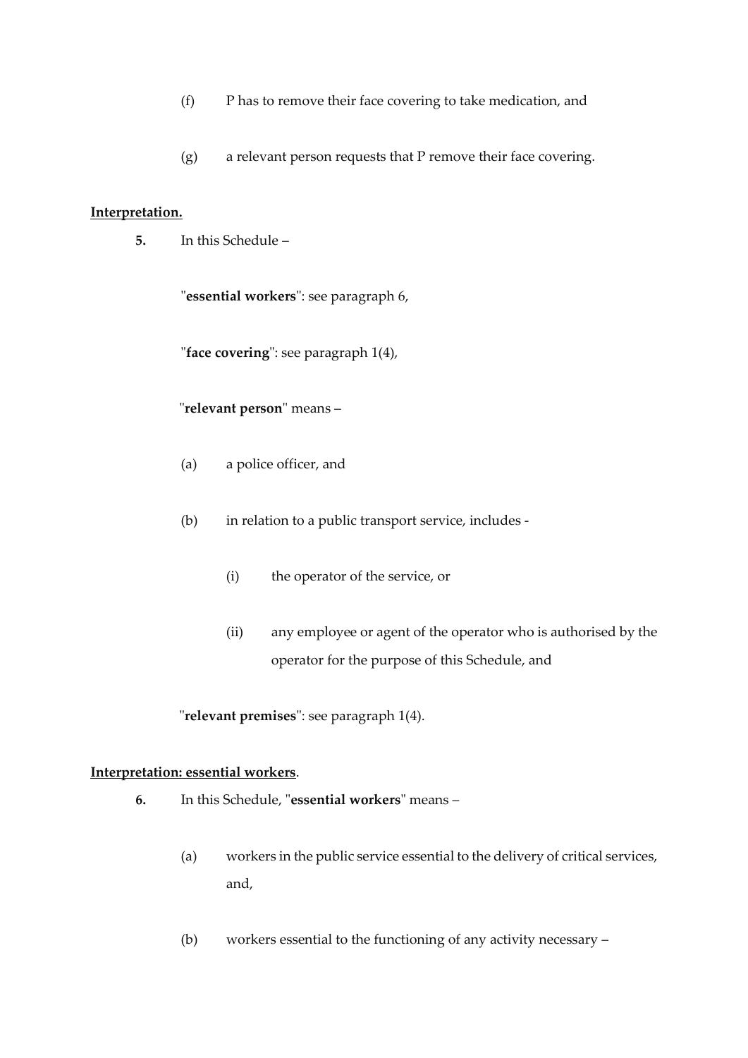(f) P has to remove their face covering to take medication, and

(g) a relevant person requests that P remove their face covering.

**Interpretation.**

**5.** In this Schedule –

"**essential workers**": see paragraph 6,

"**face covering**": see paragraph 1(4),

"**relevant person**" means –

(a) a police officer, and

(b) in relation to a public transport service, includes -

(i) the operator of the service, or

(ii) any employee or agent of the operator who is authorised by the operator for the purpose of this Schedule, and

"**relevant premises**": see paragraph 1(4).

**Interpretation: essential workers**.

**6.** In this Schedule, "**essential workers**" means –

(a) workers in the public service essential to the delivery of critical services, and,

(b) workers essential to the functioning of any activity necessary –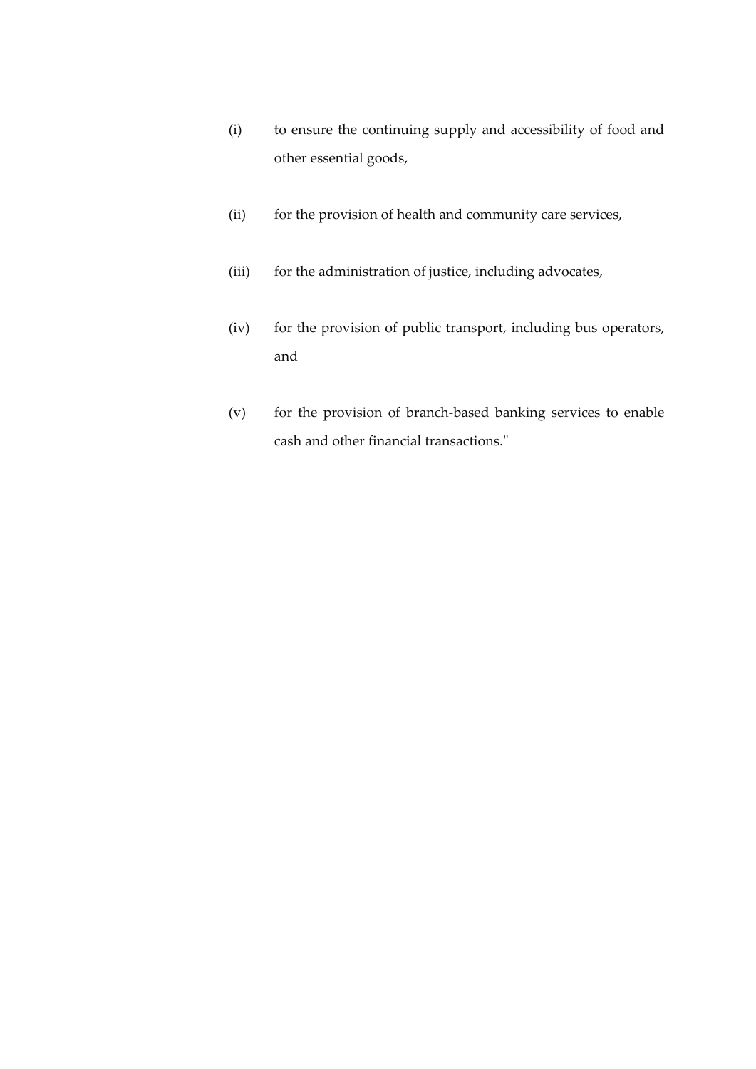(i) to ensure the continuing supply and accessibility of food and other essential goods,

(ii) for the provision of health and community care services,

(iii) for the administration of justice, including advocates,

(iv) for the provision of public transport, including bus operators, and

(v) for the provision of branch-based banking services to enable cash and other financial transactions."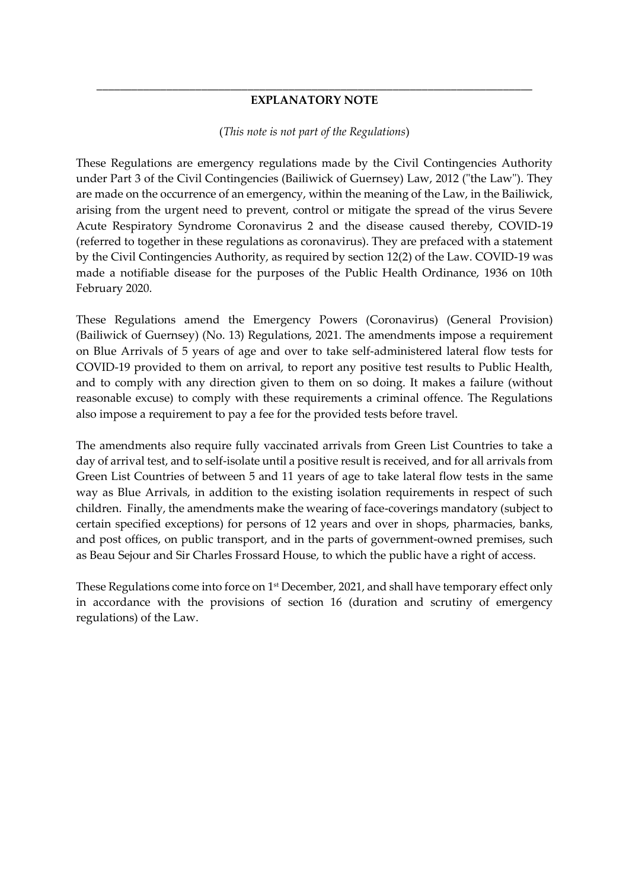## EXPLANATORY NOTE

(*This note is not part of the Regulations*)

These Regulations are emergency regulations made by the Civil Contingencies Authority under Part 3 of the Civil Contingencies (Bailiwick of Guernsey) Law, 2012 ("the Law"). They are made on the occurrence of an emergency, within the meaning of the Law, in the Bailiwick, arising from the urgent need to prevent, control or mitigate the spread of the virus Severe Acute Respiratory Syndrome Coronavirus 2 and the disease caused thereby, COVID-19 (referred to together in these regulations as coronavirus). They are prefaced with a statement by the Civil Contingencies Authority, as required by section 12(2) of the Law. COVID-19 was made a notifiable disease for the purposes of the Public Health Ordinance, 1936 on 10th February 2020.

These Regulations amend the Emergency Powers (Coronavirus) (General Provision) (Bailiwick of Guernsey) (No. 13) Regulations, 2021. The amendments impose a requirement on Blue Arrivals of 5 years of age and over to take self-administered lateral flow tests for COVID-19 provided to them on arrival, to report any positive test results to Public Health, and to comply with any direction given to them on so doing. It makes a failure (without reasonable excuse) to comply with these requirements a criminal offence. The Regulations also impose a requirement to pay a fee for the provided tests before travel.

The amendments also require fully vaccinated arrivals from Green List Countries to take a day of arrival test, and to self-isolate until a positive result is received, and for all arrivals from Green List Countries of between 5 and 11 years of age to take lateral flow tests in the same way as Blue Arrivals, in addition to the existing isolation requirements in respect of such children. Finally, the amendments make the wearing of face-coverings mandatory (subject to certain specified exceptions) for persons of 12 years and over in shops, pharmacies, banks, and post offices, on public transport, and in the parts of government-owned premises, such as Beau Sejour and Sir Charles Frossard House, to which the public have a right of access.

These Regulations come into force on 1st December, 2021, and shall have temporary effect only in accordance with the provisions of section 16 (duration and scrutiny of emergency regulations) of the Law.